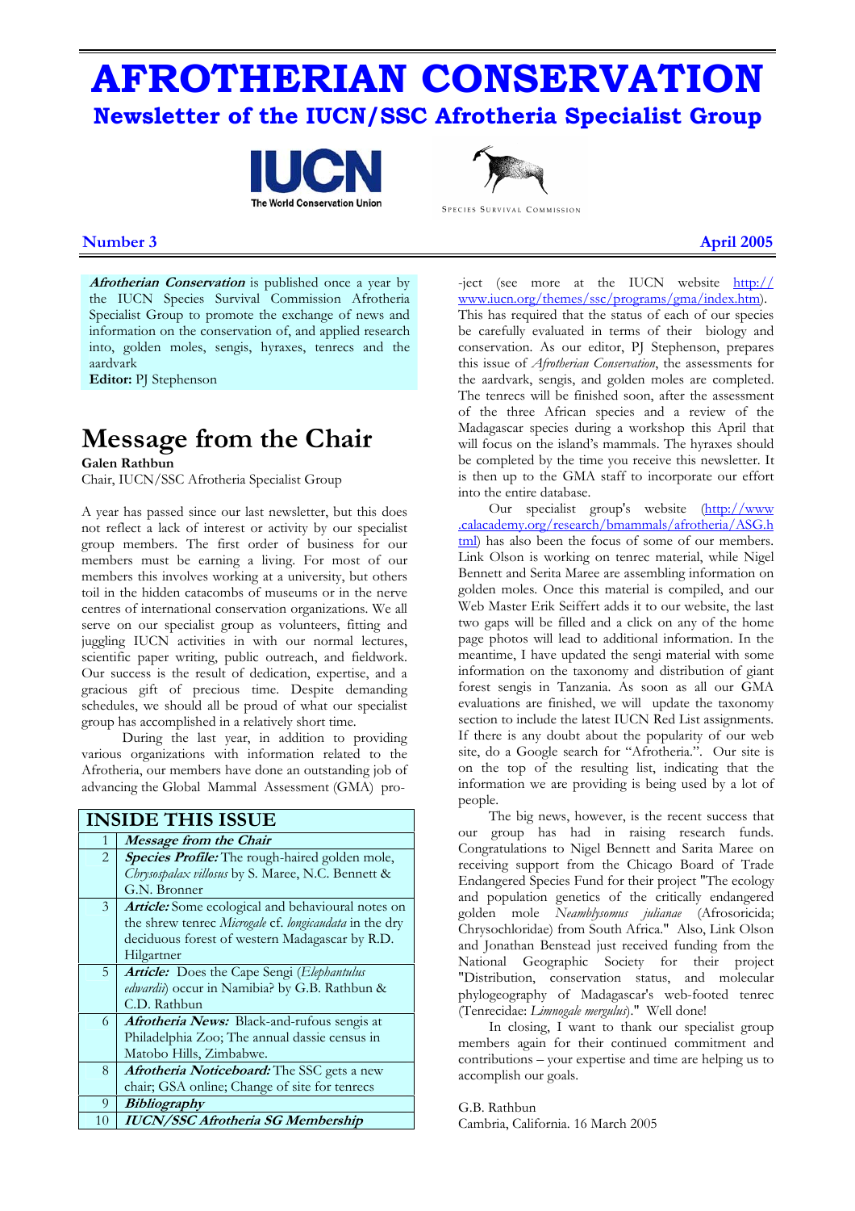# AFROTHERIAN CONSERVATION

## Newsletter of the IUCN/SSC Afrotheria Specialist Group

IUCN The World Conservation Union

Species Survival Commission

**Number 3** **April 2005**

***Afrotherian Conservation*** is published once a year by the IUCN Species Survival Commission Afrotheria Specialist Group to promote the exchange of news and information on the conservation of, and applied research into, golden moles, sengis, hyraxes, tenrecs and the aardvark

**Editor:** PJ Stephenson

# Message from the Chair

**Galen Rathbun**

Chair, IUCN/SSC Afrotheria Specialist Group

A year has passed since our last newsletter, but this does not reflect a lack of interest or activity by our specialist group members. The first order of business for our members must be earning a living. For most of our members this involves working at a university, but others toil in the hidden catacombs of museums or in the nerve centres of international conservation organizations. We all serve on our specialist group as volunteers, fitting and juggling IUCN activities in with our normal lectures, scientific paper writing, public outreach, and fieldwork. Our success is the result of dedication, expertise, and a gracious gift of precious time. Despite demanding schedules, we should all be proud of what our specialist group has accomplished in a relatively short time.

During the last year, in addition to providing various organizations with information related to the Afrotheria, our members have done an outstanding job of advancing the Global Mammal Assessment (GMA) project (see more at the IUCN website http://www.iucn.org/themes/ssc/programs/gma/index.htm). This has required that the status of each of our species be carefully evaluated in terms of their biology and conservation. As our editor, PJ Stephenson, prepares this issue of *Afrotherian Conservation*, the assessments for the aardvark, sengis, and golden moles are completed. The tenrecs will be finished soon, after the assessment of the three African species and a review of the Madagascar species during a workshop this April that will focus on the island's mammals. The hyraxes should be completed by the time you receive this newsletter. It is then up to the GMA staff to incorporate our effort into the entire database.

Our specialist group's website (http://www.calacademy.org/research/bmammals/afrotheria/ASG.html) has also been the focus of some of our members. Link Olson is working on tenrec material, while Nigel Bennett and Serita Maree are assembling information on golden moles. Once this material is compiled, and our Web Master Erik Seiffert adds it to our website, the last two gaps will be filled and a click on any of the home page photos will lead to additional information. In the meantime, I have updated the sengi material with some information on the taxonomy and distribution of giant forest sengis in Tanzania. As soon as all our GMA evaluations are finished, we will update the taxonomy section to include the latest IUCN Red List assignments. If there is any doubt about the popularity of our web site, do a Google search for "Afrotheria.". Our site is on the top of the resulting list, indicating that the information we are providing is being used by a lot of people.

The big news, however, is the recent success that our group has had in raising research funds. Congratulations to Nigel Bennett and Sarita Maree on receiving support from the Chicago Board of Trade Endangered Species Fund for their project "The ecology and population genetics of the critically endangered golden mole *Neamblysomus julianae* (Afrosoricida; Chrysochloridae) from South Africa." Also, Link Olson and Jonathan Benstead just received funding from the National Geographic Society for their project "Distribution, conservation status, and molecular phylogeography of Madagascar's web-footed tenrec (Tenrecidae: *Limnogale mergulus*)." Well done!

In closing, I want to thank our specialist group members again for their continued commitment and contributions – your expertise and time are helping us to accomplish our goals.

G.B. Rathbun
Cambria, California. 16 March 2005

## INSIDE THIS ISSUE

| | |
|---|---|
| 1 | ***Message from the Chair*** |
| 2 | ***Species Profile:*** The rough-haired golden mole, *Chrysospalax villosus* by S. Maree, N.C. Bennett & G.N. Bronner |
| 3 | ***Article:*** Some ecological and behavioural notes on the shrew tenrec *Microgale* cf. *longicaudata* in the dry deciduous forest of western Madagascar by R.D. Hilgartner |
| 5 | ***Article:*** Does the Cape Sengi (*Elephantulus edwardii*) occur in Namibia? by G.B. Rathbun & C.D. Rathbun |
| 6 | ***Afrotheria News:*** Black-and-rufous sengis at Philadelphia Zoo; The annual dassie census in Matobo Hills, Zimbabwe. |
| 8 | ***Afrotheria Noticeboard:*** The SSC gets a new chair; GSA online; Change of site for tenrecs |
| 9 | ***Bibliography*** |
| 10 | ***IUCN/SSC Afrotheria SG Membership*** |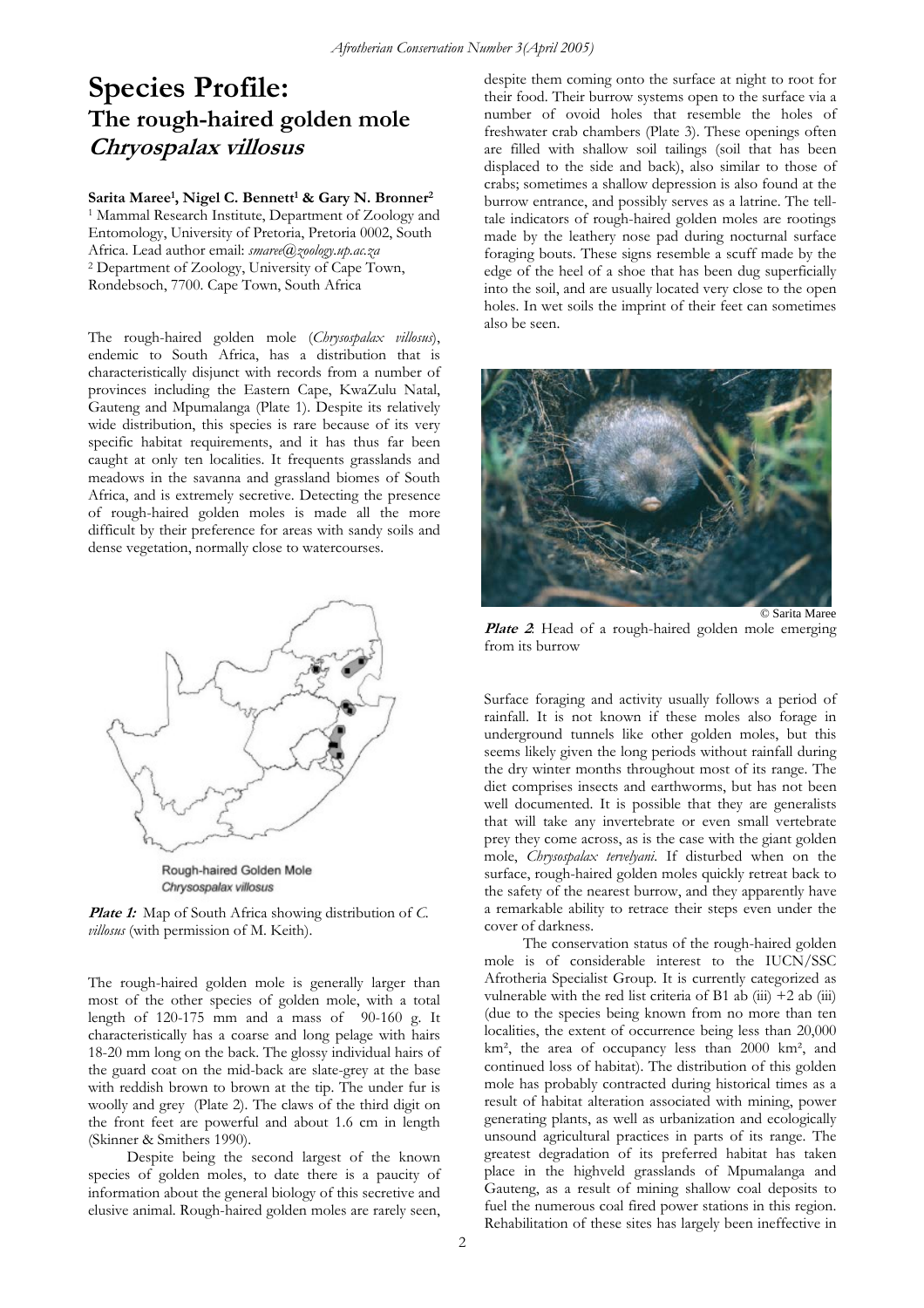# Species Profile:

## The rough-haired golden mole *Chryospalax villosus*

**Sarita Maree[1], Nigel C. Bennett[1] & Gary N. Bronner[2]**

[1] Mammal Research Institute, Department of Zoology and Entomology, University of Pretoria, Pretoria 0002, South Africa. Lead author email: *smaree@zoology.up.ac.za*

[2] Department of Zoology, University of Cape Town, Rondebosch, 7700. Cape Town, South Africa

The rough-haired golden mole (*Chrysospalax villosus*), endemic to South Africa, has a distribution that is characteristically disjunct with records from a number of provinces including the Eastern Cape, KwaZulu Natal, Gauteng and Mpumalanga (Plate 1). Despite its relatively wide distribution, this species is rare because of its very specific habitat requirements, and it has thus far been caught at only ten localities. It frequents grasslands and meadows in the savanna and grassland biomes of South Africa, and is extremely secretive. Detecting the presence of rough-haired golden moles is made all the more difficult by their preference for areas with sandy soils and dense vegetation, normally close to watercourses.

Rough-haired Golden Mole
*Chrysospalax villosus*

***Plate 1:*** Map of South Africa showing distribution of *C. villosus* (with permission of M. Keith).

The rough-haired golden mole is generally larger than most of the other species of golden mole, with a total length of 120-175 mm and a mass of 90-160 g. It characteristically has a coarse and long pelage with hairs 18-20 mm long on the back. The glossy individual hairs of the guard coat on the mid-back are slate-grey at the base with reddish brown to brown at the tip. The under fur is woolly and grey (Plate 2). The claws of the third digit on the front feet are powerful and about 1.6 cm in length (Skinner & Smithers 1990).

Despite being the second largest of the known species of golden moles, to date there is a paucity of information about the general biology of this secretive and elusive animal. Rough-haired golden moles are rarely seen, despite them coming onto the surface at night to root for their food. Their burrow systems open to the surface via a number of ovoid holes that resemble the holes of freshwater crab chambers (Plate 3). These openings often are filled with shallow soil tailings (soil that has been displaced to the side and back), also similar to those of crabs; sometimes a shallow depression is also found at the burrow entrance, and possibly serves as a latrine. The tell-tale indicators of rough-haired golden moles are rootings made by the leathery nose pad during nocturnal surface foraging bouts. These signs resemble a scuff made by the edge of the heel of a shoe that has been dug superficially into the soil, and are usually located very close to the open holes. In wet soils the imprint of their feet can sometimes also be seen.

© Sarita Maree

***Plate 2***: Head of a rough-haired golden mole emerging from its burrow

Surface foraging and activity usually follows a period of rainfall. It is not known if these moles also forage in underground tunnels like other golden moles, but this seems likely given the long periods without rainfall during the dry winter months throughout most of its range. The diet comprises insects and earthworms, but has not been well documented. It is possible that they are generalists that will take any invertebrate or even small vertebrate prey they come across, as is the case with the giant golden mole, *Chrysospalax trevelyani*. If disturbed when on the surface, rough-haired golden moles quickly retreat back to the safety of the nearest burrow, and they apparently have a remarkable ability to retrace their steps even under the cover of darkness.

The conservation status of the rough-haired golden mole is of considerable interest to the IUCN/SSC Afrotheria Specialist Group. It is currently categorized as vulnerable with the red list criteria of B1 ab (iii) +2 ab (iii) (due to the species being known from no more than ten localities, the extent of occurrence being less than 20,000 km², the area of occupancy less than 2000 km², and continued loss of habitat). The distribution of this golden mole has probably contracted during historical times as a result of habitat alteration associated with mining, power generating plants, as well as urbanization and ecologically unsound agricultural practices in parts of its range. The greatest degradation of its preferred habitat has taken place in the highveld grasslands of Mpumalanga and Gauteng, as a result of mining shallow coal deposits to fuel the numerous coal fired power stations in this region. Rehabilitation of these sites has largely been ineffective in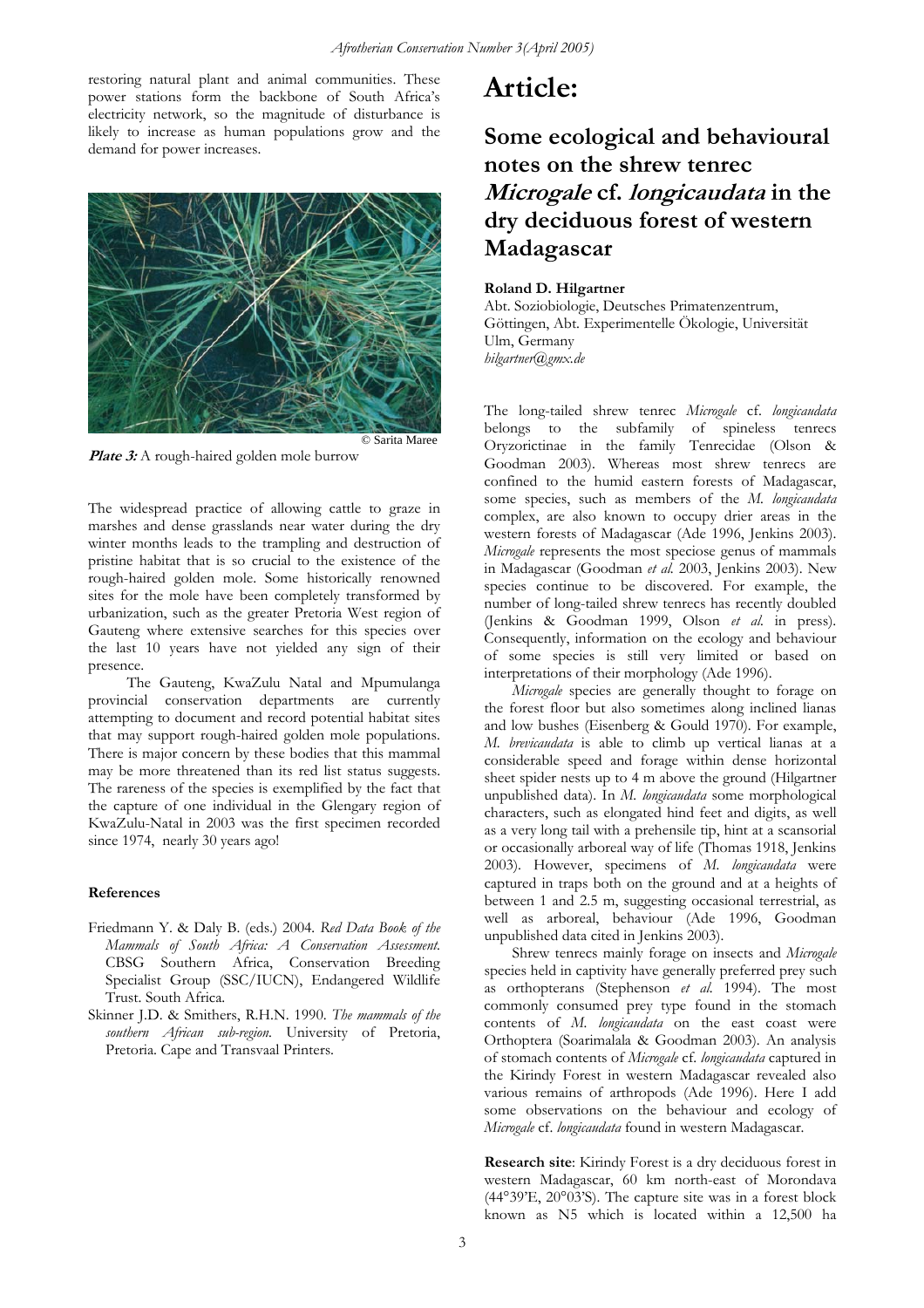restoring natural plant and animal communities. These power stations form the backbone of South Africa's electricity network, so the magnitude of disturbance is likely to increase as human populations grow and the demand for power increases.

© Sarita Maree

***Plate 3:*** A rough-haired golden mole burrow

The widespread practice of allowing cattle to graze in marshes and dense grasslands near water during the dry winter months leads to the trampling and destruction of pristine habitat that is so crucial to the existence of the rough-haired golden mole. Some historically renowned sites for the mole have been completely transformed by urbanization, such as the greater Pretoria West region of Gauteng where extensive searches for this species over the last 10 years have not yielded any sign of their presence.

The Gauteng, KwaZulu Natal and Mpumulanga provincial conservation departments are currently attempting to document and record potential habitat sites that may support rough-haired golden mole populations. There is major concern by these bodies that this mammal may be more threatened than its red list status suggests. The rareness of the species is exemplified by the fact that the capture of one individual in the Glengary region of KwaZulu-Natal in 2003 was the first specimen recorded since 1974, nearly 30 years ago!

**References**

Friedmann Y. & Daly B. (eds.) 2004. *Red Data Book of the Mammals of South Africa: A Conservation Assessment.* CBSG Southern Africa, Conservation Breeding Specialist Group (SSC/IUCN), Endangered Wildlife Trust. South Africa.

Skinner J.D. & Smithers, R.H.N. 1990. *The mammals of the southern African sub-region.* University of Pretoria, Pretoria. Cape and Transvaal Printers.

# Article:

## Some ecological and behavioural notes on the shrew tenrec *Microgale* cf. *longicaudata* in the dry deciduous forest of western Madagascar

**Roland D. Hilgartner**

Abt. Soziobiologie, Deutsches Primatenzentrum, Göttingen, Abt. Experimentelle Ökologie, Universität Ulm, Germany
*hilgartner@gmx.de*

The long-tailed shrew tenrec *Microgale* cf. *longicaudata* belongs to the subfamily of spineless tenrecs Oryzorictinae in the family Tenrecidae (Olson & Goodman 2003). Whereas most shrew tenrecs are confined to the humid eastern forests of Madagascar, some species, such as members of the *M. longicaudata* complex, are also known to occupy drier areas in the western forests of Madagascar (Ade 1996, Jenkins 2003). *Microgale* represents the most speciose genus of mammals in Madagascar (Goodman *et al.* 2003, Jenkins 2003). New species continue to be discovered. For example, the number of long-tailed shrew tenrecs has recently doubled (Jenkins & Goodman 1999, Olson *et al.* in press). Consequently, information on the ecology and behaviour of some species is still very limited or based on interpretations of their morphology (Ade 1996).

*Microgale* species are generally thought to forage on the forest floor but also sometimes along inclined lianas and low bushes (Eisenberg & Gould 1970). For example, *M. brevicaudata* is able to climb up vertical lianas at a considerable speed and forage within dense horizontal sheet spider nests up to 4 m above the ground (Hilgartner unpublished data). In *M. longicaudata* some morphological characters, such as elongated hind feet and digits, as well as a very long tail with a prehensile tip, hint at a scansorial or occasionally arboreal way of life (Thomas 1918, Jenkins 2003). However, specimens of *M. longicaudata* were captured in traps both on the ground and at a heights of between 1 and 2.5 m, suggesting occasional terrestrial, as well as arboreal, behaviour (Ade 1996, Goodman unpublished data cited in Jenkins 2003).

Shrew tenrecs mainly forage on insects and *Microgale* species held in captivity have generally preferred prey such as orthopterans (Stephenson *et al.* 1994). The most commonly consumed prey type found in the stomach contents of *M. longicaudata* on the east coast were Orthoptera (Soarimalala & Goodman 2003). An analysis of stomach contents of *Microgale* cf. *longicaudata* captured in the Kirindy Forest in western Madagascar revealed also various remains of arthropods (Ade 1996). Here I add some observations on the behaviour and ecology of *Microgale* cf. *longicaudata* found in western Madagascar.

**Research site**: Kirindy Forest is a dry deciduous forest in western Madagascar, 60 km north-east of Morondava (44°39'E, 20°03'S). The capture site was in a forest block known as N5 which is located within a 12,500 ha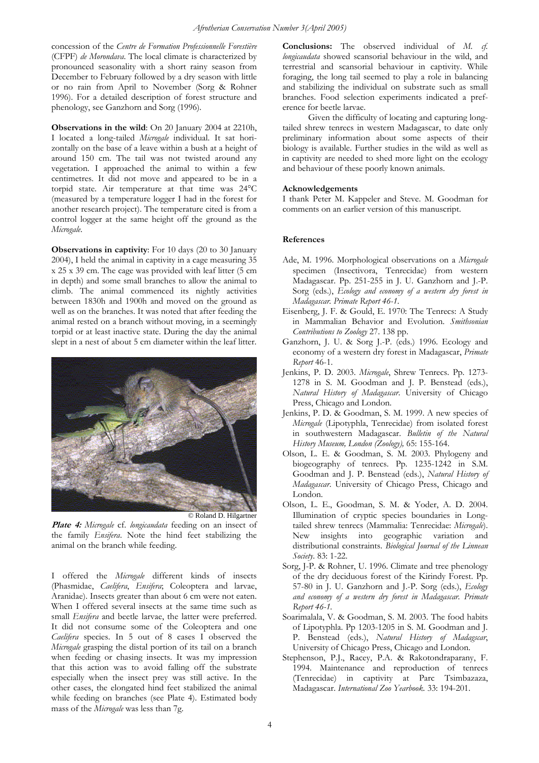concession of the *Centre de Formation Professionnelle Forestière* (CFPF) *de Morondava*. The local climate is characterized by pronounced seasonality with a short rainy season from December to February followed by a dry season with little or no rain from April to November (Sorg & Rohner 1996). For a detailed description of forest structure and phenology, see Ganzhorn and Sorg (1996).

**Observations in the wild**: On 20 January 2004 at 2210h, I located a long-tailed *Microgale* individual. It sat horizontally on the base of a leave within a bush at a height of around 150 cm. The tail was not twisted around any vegetation. I approached the animal to within a few centimetres. It did not move and appeared to be in a torpid state. Air temperature at that time was 24°C (measured by a temperature logger I had in the forest for another research project). The temperature cited is from a control logger at the same height off the ground as the *Microgale*.

**Observations in captivity**: For 10 days (20 to 30 January 2004), I held the animal in captivity in a cage measuring 35 x 25 x 39 cm. The cage was provided with leaf litter (5 cm in depth) and some small branches to allow the animal to climb. The animal commenced its nightly activities between 1830h and 1900h and moved on the ground as well as on the branches. It was noted that after feeding the animal rested on a branch without moving, in a seemingly torpid or at least inactive state. During the day the animal slept in a nest of about 5 cm diameter within the leaf litter.

© Roland D. Hilgartner

***Plate 4:*** *Microgale* cf. *longicaudata* feeding on an insect of the family *Ensifera*. Note the hind feet stabilizing the animal on the branch while feeding.

I offered the *Microgale* different kinds of insects (Phasmidae, *Caelifera*, *Ensifera*; Coleoptera and larvae, Aranidae). Insects greater than about 6 cm were not eaten. When I offered several insects at the same time such as small *Ensifera* and beetle larvae, the latter were preferred. It did not consume some of the Coleoptera and one *Caelifera* species. In 5 out of 8 cases I observed the *Microgale* grasping the distal portion of its tail on a branch when feeding or chasing insects. It was my impression that this action was to avoid falling off the substrate especially when the insect prey was still active. In the other cases, the elongated hind feet stabilized the animal while feeding on branches (see Plate 4). Estimated body mass of the *Microgale* was less than 7g.

**Conclusions:** The observed individual of *M. cf. longicaudata* showed scansorial behaviour in the wild, and terrestrial and scansorial behaviour in captivity. While foraging, the long tail seemed to play a role in balancing and stabilizing the individual on substrate such as small branches. Food selection experiments indicated a preference for beetle larvae.

Given the difficulty of locating and capturing long-tailed shrew tenrecs in western Madagascar, to date only preliminary information about some aspects of their biology is available. Further studies in the wild as well as in captivity are needed to shed more light on the ecology and behaviour of these poorly known animals.

## Acknowledgements

I thank Peter M. Kappeler and Steve. M. Goodman for comments on an earlier version of this manuscript.

## References

- Ade, M. 1996. Morphological observations on a *Microgale* specimen (Insectivora, Tenrecidae) from western Madagascar. Pp. 251-255 in J. U. Ganzhorn and J.-P. Sorg (eds.), *Ecology and economy of a western dry forest in Madagascar. Primate Report 46-1.*
- Eisenberg, J. F. & Gould, E. 1970: The Tenrecs: A Study in Mammalian Behavior and Evolution. *Smithsonian Contributions to Zoology* 27. 138 pp.
- Ganzhorn, J. U. & Sorg J.-P. (eds.) 1996. Ecology and economy of a western dry forest in Madagascar, *Primate Report* 46-1.
- Jenkins, P. D. 2003. *Microgale*, Shrew Tenrecs. Pp. 1273-1278 in S. M. Goodman and J. P. Benstead (eds.), *Natural History of Madagascar*. University of Chicago Press, Chicago and London.
- Jenkins, P. D. & Goodman, S. M. 1999. A new species of *Microgale* (Lipotyphla, Tenrecidae) from isolated forest in southwestern Madagascar. *Bulletin of the Natural History Museum, London (Zoology),* 65: 155-164.
- Olson, L. E. & Goodman, S. M. 2003. Phylogeny and biogeography of tenrecs. Pp. 1235-1242 in S.M. Goodman and J. P. Benstead (eds.), *Natural History of Madagascar*. University of Chicago Press, Chicago and London.
- Olson, L. E., Goodman, S. M. & Yoder, A. D. 2004. Illumination of cryptic species boundaries in Long-tailed shrew tenrecs (Mammalia: Tenrecidae: *Microgale*). New insights into geographic variation and distributional constraints. *Biological Journal of the Linnean Society*. 83: 1-22.
- Sorg, J-P. & Rohner, U. 1996. Climate and tree phenology of the dry deciduous forest of the Kirindy Forest. Pp. 57-80 in J. U. Ganzhorn and J.-P. Sorg (eds.), *Ecology and economy of a western dry forest in Madagascar. Primate Report 46-1.*
- Soarimalala, V. & Goodman, S. M. 2003. The food habits of Lipotyphla. Pp 1203-1205 in S. M. Goodman and J. P. Benstead (eds.), *Natural History of Madagscar*, University of Chicago Press, Chicago and London.
- Stephenson, P.J., Racey, P.A. & Rakotondraparany, F. 1994. Maintenance and reproduction of tenrecs (Tenrecidae) in captivity at Parc Tsimbazaza, Madagascar. *International Zoo Yearbook.* 33: 194-201.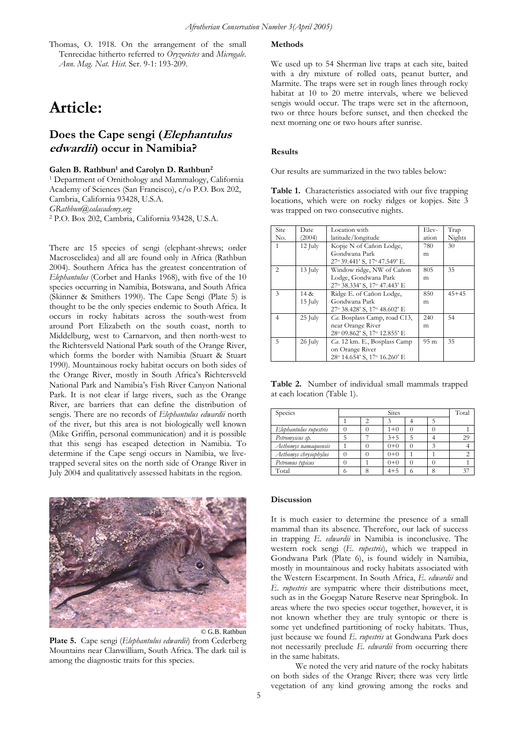Thomas, O. 1918. On the arrangement of the small Tenrecidae hitherto referred to *Oryzorictes* and *Microgale*. *Ann. Mag. Nat. Hist*. Ser. 9-1: 193-209.

# Article:

## Does the Cape sengi (*Elephantulus edwardii*) occur in Namibia?

**Galen B. Rathbun[1] and Carolyn D. Rathbun[2]**

[1] Department of Ornithology and Mammalogy, California Academy of Sciences (San Francisco), c/o P.O. Box 202, Cambria, California 93428, U.S.A.
*GRathbun@calacademy.org*
[2] P.O. Box 202, Cambria, California 93428, U.S.A.

There are 15 species of sengi (elephant-shrews; order Macroscelidea) and all are found only in Africa (Rathbun 2004). Southern Africa has the greatest concentration of *Elephantulus* (Corbet and Hanks 1968), with five of the 10 species occurring in Namibia, Botswana, and South Africa (Skinner & Smithers 1990). The Cape Sengi (Plate 5) is thought to be the only species endemic to South Africa. It occurs in rocky habitats across the south-west from around Port Elizabeth on the south coast, north to Middelburg, west to Carnarvon, and then north-west to the Richtersveld National Park south of the Orange River, which forms the border with Namibia (Stuart & Stuart 1990). Mountainous rocky habitat occurs on both sides of the Orange River, mostly in South Africa's Richtersveld National Park and Namibia's Fish River Canyon National Park. It is not clear if large rivers, such as the Orange River, are barriers that can define the distribution of sengis. There are no records of *Elephantulus edwardii* north of the river, but this area is not biologically well known (Mike Griffin, personal communication) and it is possible that this sengi has escaped detection in Namibia. To determine if the Cape sengi occurs in Namibia, we live-trapped several sites on the north side of Orange River in July 2004 and qualitatively assessed habitats in the region.

© G.B. Rathbun

**Plate 5.** Cape sengi (*Elephantulus edwardii*) from Cederberg Mountains near Clanwilliam, South Africa. The dark tail is among the diagnostic traits for this species.

**Methods**

We used up to 54 Sherman live traps at each site, baited with a dry mixture of rolled oats, peanut butter, and Marmite. The traps were set in rough lines through rocky habitat at 10 to 20 metre intervals, where we believed sengis would occur. The traps were set in the afternoon, two or three hours before sunset, and then checked the next morning one or two hours after sunrise.

**Results**

Our results are summarized in the two tables below:

**Table 1.** Characteristics associated with our five trapping locations, which were on rocky ridges or kopjes. Site 3 was trapped on two consecutive nights.

| Site No. | Date (2004) | Location with latitude/longitude | Elev-ation | Trap Nights |
|---|---|---|---|---|
| 1 | 12 July | Kopje N of Cañon Lodge, Gondwana Park 27° 39.441' S, 17° 47.549' E. | 780 m | 30 |
| 2 | 13 July | Window ridge, NW of Cañon Lodge, Gondwana Park 27° 38.334' S, 17° 47.443' E | 805 m | 35 |
| 3 | 14 & 15 July | Ridge E. of Cañon Lodge, Gondwana Park 27° 38.428' S, 17° 48.602' E | 850 m | 45+45 |
| 4 | 25 July | *Ca.* Bosplass Camp, road C13, near Orange River 28° 09.862' S, 17° 12.855' E | 240 m | 54 |
| 5 | 26 July | *Ca.* 12 km. E., Bosplass Camp on Orange River 28° 14.654' S, 17° 16.260' E | 95 m | 35 |

**Table 2.** Number of individual small mammals trapped at each location (Table 1).

| Species | Sites | | | | | Total |
|---|---|---|---|---|---|---|
| | 1 | 2 | 3 | 4 | 5 | |
| *Elephantulus rupestris* | 0 | 0 | 1+0 | 0 | 0 | 1 |
| *Petromyscus sp.* | 5 | 7 | 3+5 | 5 | 4 | 29 |
| *Aethomys namaquensis* | 1 | 0 | 0+0 | 0 | 3 | 4 |
| *Aethomys chrysophylus* | 0 | 0 | 0+0 | 1 | 1 | 2 |
| *Petromus typicus* | 0 | 1 | 0+0 | 0 | 0 | 1 |
| Total | 6 | 8 | 4+5 | 6 | 8 | 37 |

**Discussion**

It is much easier to determine the presence of a small mammal than its absence. Therefore, our lack of success in trapping *E. edwardii* in Namibia is inconclusive. The western rock sengi (*E. rupestris*), which we trapped in Gondwana Park (Plate 6), is found widely in Namibia, mostly in mountainous and rocky habitats associated with the Western Escarpment. In South Africa, *E. edwardii* and *E. rupestris* are sympatric where their distributions meet, such as in the Goegap Nature Reserve near Springbok. In areas where the two species occur together, however, it is not known whether they are truly syntopic or there is some yet undefined partitioning of rocky habitats. Thus, just because we found *E. rupestris* at Gondwana Park does not necessarily preclude *E. edwardii* from occurring there in the same habitats.

We noted the very arid nature of the rocky habitats on both sides of the Orange River; there was very little vegetation of any kind growing among the rocks and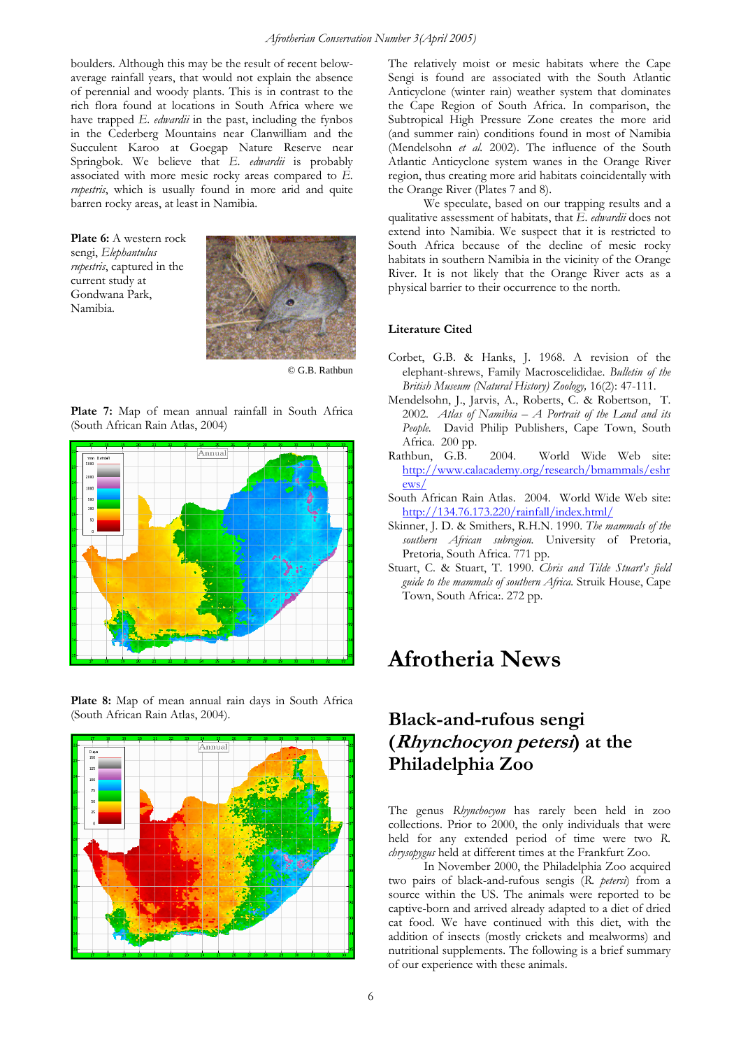boulders. Although this may be the result of recent below-average rainfall years, that would not explain the absence of perennial and woody plants. This is in contrast to the rich flora found at locations in South Africa where we have trapped *E. edwardii* in the past, including the fynbos in the Cederberg Mountains near Clanwilliam and the Succulent Karoo at Goegap Nature Reserve near Springbok. We believe that *E. edwardii* is probably associated with more mesic rocky areas compared to *E. rupestris*, which is usually found in more arid and quite barren rocky areas, at least in Namibia.

**Plate 6:** A western rock sengi, *Elephantulus rupestris*, captured in the current study at Gondwana Park, Namibia.

© G.B. Rathbun

**Plate 7:** Map of mean annual rainfall in South Africa (South African Rain Atlas, 2004)

**Plate 8:** Map of mean annual rain days in South Africa (South African Rain Atlas, 2004).

The relatively moist or mesic habitats where the Cape Sengi is found are associated with the South Atlantic Anticyclone (winter rain) weather system that dominates the Cape Region of South Africa. In comparison, the Subtropical High Pressure Zone creates the more arid (and summer rain) conditions found in most of Namibia (Mendelsohn *et al.* 2002). The influence of the South Atlantic Anticyclone system wanes in the Orange River region, thus creating more arid habitats coincidentally with the Orange River (Plates 7 and 8).

We speculate, based on our trapping results and a qualitative assessment of habitats, that *E. edwardii* does not extend into Namibia. We suspect that it is restricted to South Africa because of the decline of mesic rocky habitats in southern Namibia in the vicinity of the Orange River. It is not likely that the Orange River acts as a physical barrier to their occurrence to the north.

### Literature Cited

Corbet, G.B. & Hanks, J. 1968. A revision of the elephant-shrews, Family Macroscelididae. *Bulletin of the British Museum (Natural History) Zoology,* 16(2): 47-111.

Mendelsohn, J., Jarvis, A., Roberts, C. & Robertson, T. 2002. *Atlas of Namibia – A Portrait of the Land and its People.* David Philip Publishers, Cape Town, South Africa. 200 pp.

Rathbun, G.B. 2004. World Wide Web site: http://www.calacademy.org/research/bmammals/eshrews/

South African Rain Atlas. 2004. World Wide Web site: http://134.76.173.220/rainfall/index.html/

Skinner, J. D. & Smithers, R.H.N. 1990. *The mammals of the southern African subregion.* University of Pretoria, Pretoria, South Africa. 771 pp.

Stuart, C. & Stuart, T. 1990. *Chris and Tilde Stuart's field guide to the mammals of southern Africa.* Struik House, Cape Town, South Africa:. 272 pp.

# Afrotheria News

## Black-and-rufous sengi (*Rhynchocyon petersi*) at the Philadelphia Zoo

The genus *Rhynchocyon* has rarely been held in zoo collections. Prior to 2000, the only individuals that were held for any extended period of time were two *R. chrysopygus* held at different times at the Frankfurt Zoo.

In November 2000, the Philadelphia Zoo acquired two pairs of black-and-rufous sengis (*R. petersi*) from a source within the US. The animals were reported to be captive-born and arrived already adapted to a diet of dried cat food. We have continued with this diet, with the addition of insects (mostly crickets and mealworms) and nutritional supplements. The following is a brief summary of our experience with these animals.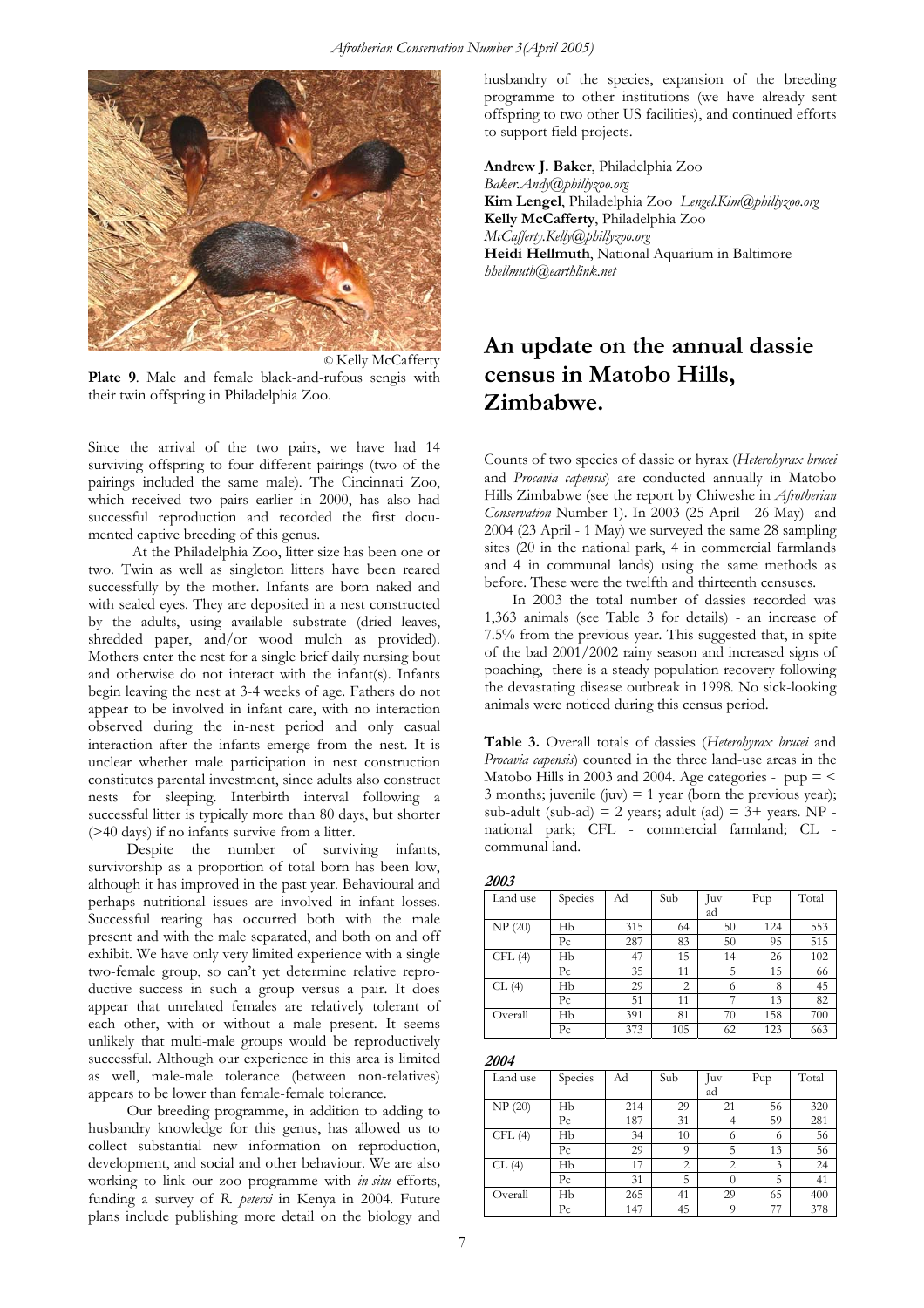© Kelly McCafferty

**Plate 9**. Male and female black-and-rufous sengis with their twin offspring in Philadelphia Zoo.

Since the arrival of the two pairs, we have had 14 surviving offspring to four different pairings (two of the pairings included the same male). The Cincinnati Zoo, which received two pairs earlier in 2000, has also had successful reproduction and recorded the first documented captive breeding of this genus.

At the Philadelphia Zoo, litter size has been one or two. Twin as well as singleton litters have been reared successfully by the mother. Infants are born naked and with sealed eyes. They are deposited in a nest constructed by the adults, using available substrate (dried leaves, shredded paper, and/or wood mulch as provided). Mothers enter the nest for a single brief daily nursing bout and otherwise do not interact with the infant(s). Infants begin leaving the nest at 3-4 weeks of age. Fathers do not appear to be involved in infant care, with no interaction observed during the in-nest period and only casual interaction after the infants emerge from the nest. It is unclear whether male participation in nest construction constitutes parental investment, since adults also construct nests for sleeping. Interbirth interval following a successful litter is typically more than 80 days, but shorter (>40 days) if no infants survive from a litter.

Despite the number of surviving infants, survivorship as a proportion of total born has been low, although it has improved in the past year. Behavioural and perhaps nutritional issues are involved in infant losses. Successful rearing has occurred both with the male present and with the male separated, and both on and off exhibit. We have only very limited experience with a single two-female group, so can't yet determine relative reproductive success in such a group versus a pair. It does appear that unrelated females are relatively tolerant of each other, with or without a male present. It seems unlikely that multi-male groups would be reproductively successful. Although our experience in this area is limited as well, male-male tolerance (between non-relatives) appears to be lower than female-female tolerance.

Our breeding programme, in addition to adding to husbandry knowledge for this genus, has allowed us to collect substantial new information on reproduction, development, and social and other behaviour. We are also working to link our zoo programme with *in-situ* efforts, funding a survey of *R. petersi* in Kenya in 2004. Future plans include publishing more detail on the biology and husbandry of the species, expansion of the breeding programme to other institutions (we have already sent offspring to two other US facilities), and continued efforts to support field projects.

**Andrew J. Baker**, Philadelphia Zoo
*Baker.Andy@phillyzoo.org*
**Kim Lengel**, Philadelphia Zoo *Lengel.Kim@phillyzoo.org*
**Kelly McCafferty**, Philadelphia Zoo
*McCafferty.Kelly@phillyzoo.org*
**Heidi Hellmuth**, National Aquarium in Baltimore
*hhellmuth@earthlink.net*

# An update on the annual dassie census in Matobo Hills, Zimbabwe.

Counts of two species of dassie or hyrax (*Heterohyrax brucei* and *Procavia capensis*) are conducted annually in Matobo Hills Zimbabwe (see the report by Chiweshe in *Afrotherian Conservation* Number 1). In 2003 (25 April - 26 May) and 2004 (23 April - 1 May) we surveyed the same 28 sampling sites (20 in the national park, 4 in commercial farmlands and 4 in communal lands) using the same methods as before. These were the twelfth and thirteenth censuses.

In 2003 the total number of dassies recorded was 1,363 animals (see Table 3 for details) - an increase of 7.5% from the previous year. This suggested that, in spite of the bad 2001/2002 rainy season and increased signs of poaching, there is a steady population recovery following the devastating disease outbreak in 1998. No sick-looking animals were noticed during this census period.

**Table 3.** Overall totals of dassies (*Heterohyrax brucei* and *Procavia capensis*) counted in the three land-use areas in the Matobo Hills in 2003 and 2004. Age categories - pup = < 3 months; juvenile (juv) = 1 year (born the previous year); sub-adult (sub-ad) = 2 years; adult (ad) = 3+ years. NP - national park; CFL - commercial farmland; CL - communal land.

***2003***

| Land use | Species | Ad | Sub | Juv ad | Pup | Total |
|---|---|---|---|---|---|---|
| NP (20) | Hb | 315 | 64 | 50 | 124 | 553 |
| | Pc | 287 | 83 | 50 | 95 | 515 |
| CFL (4) | Hb | 47 | 15 | 14 | 26 | 102 |
| | Pc | 35 | 11 | 5 | 15 | 66 |
| CL (4) | Hb | 29 | 2 | 6 | 8 | 45 |
| | Pc | 51 | 11 | 7 | 13 | 82 |
| Overall | Hb | 391 | 81 | 70 | 158 | 700 |
| | Pc | 373 | 105 | 62 | 123 | 663 |

***2004***

| Land use | Species | Ad | Sub | Juv ad | Pup | Total |
|---|---|---|---|---|---|---|
| NP (20) | Hb | 214 | 29 | 21 | 56 | 320 |
| | Pc | 187 | 31 | 4 | 59 | 281 |
| CFL (4) | Hb | 34 | 10 | 6 | 6 | 56 |
| | Pc | 29 | 9 | 5 | 13 | 56 |
| CL (4) | Hb | 17 | 2 | 2 | 3 | 24 |
| | Pc | 31 | 5 | 0 | 5 | 41 |
| Overall | Hb | 265 | 41 | 29 | 65 | 400 |
| | Pc | 147 | 45 | 9 | 77 | 378 |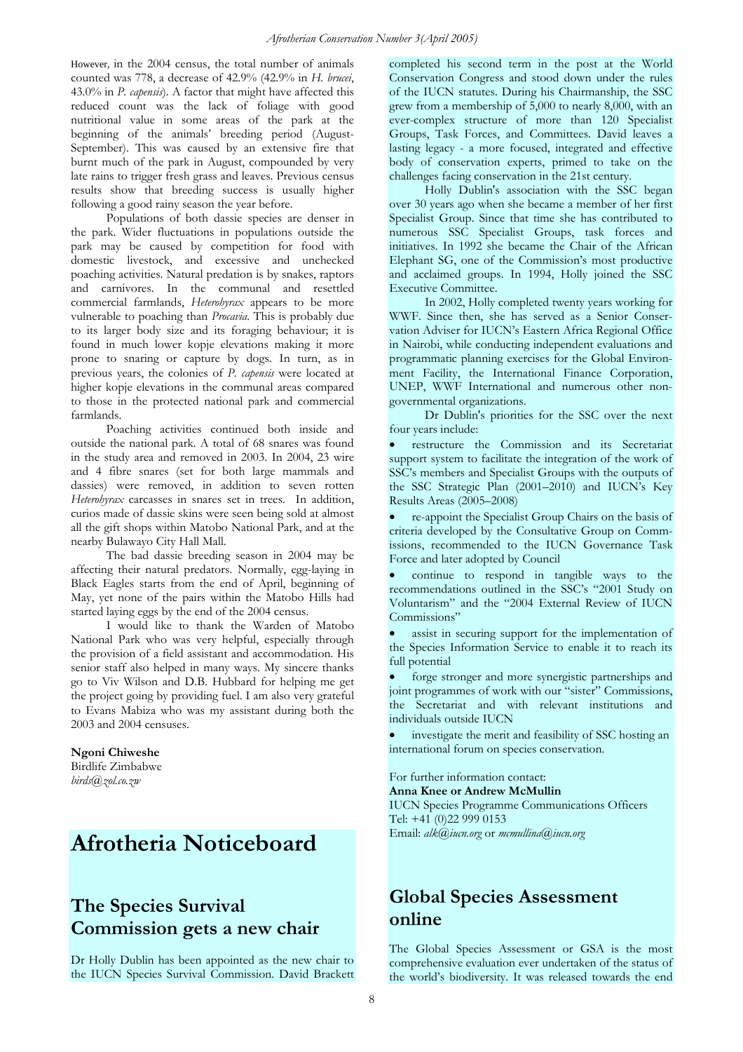However, in the 2004 census, the total number of animals counted was 778, a decrease of 42.9% (42.9% in *H. brucei*, 43.0% in *P. capensis*). A factor that might have affected this reduced count was the lack of foliage with good nutritional value in some areas of the park at the beginning of the animals' breeding period (August-September). This was caused by an extensive fire that burnt much of the park in August, compounded by very late rains to trigger fresh grass and leaves. Previous census results show that breeding success is usually higher following a good rainy season the year before.

Populations of both dassie species are denser in the park. Wider fluctuations in populations outside the park may be caused by competition for food with domestic livestock, and excessive and unchecked poaching activities. Natural predation is by snakes, raptors and carnivores. In the communal and resettled commercial farmlands, *Heterohyrax* appears to be more vulnerable to poaching than *Procavia*. This is probably due to its larger body size and its foraging behaviour; it is found in much lower kopje elevations making it more prone to snaring or capture by dogs. In turn, as in previous years, the colonies of *P. capensis* were located at higher kopje elevations in the communal areas compared to those in the protected national park and commercial farmlands.

Poaching activities continued both inside and outside the national park. A total of 68 snares was found in the study area and removed in 2003. In 2004, 23 wire and 4 fibre snares (set for both large mammals and dassies) were removed, in addition to seven rotten *Heterohyrax* carcasses in snares set in trees. In addition, curios made of dassie skins were seen being sold at almost all the gift shops within Matobo National Park, and at the nearby Bulawayo City Hall Mall.

The bad dassie breeding season in 2004 may be affecting their natural predators. Normally, egg-laying in Black Eagles starts from the end of April, beginning of May, yet none of the pairs within the Matobo Hills had started laying eggs by the end of the 2004 census.

I would like to thank the Warden of Matobo National Park who was very helpful, especially through the provision of a field assistant and accommodation. His senior staff also helped in many ways. My sincere thanks go to Viv Wilson and D.B. Hubbard for helping me get the project going by providing fuel. I am also very grateful to Evans Mabiza who was my assistant during both the 2003 and 2004 censuses.

**Ngoni Chiweshe**
Birdlife Zimbabwe
*birds@zol.co.zw*

# Afrotheria Noticeboard

## The Species Survival Commission gets a new chair

Dr Holly Dublin has been appointed as the new chair to the IUCN Species Survival Commission. David Brackett completed his second term in the post at the World Conservation Congress and stood down under the rules of the IUCN statutes. During his Chairmanship, the SSC grew from a membership of 5,000 to nearly 8,000, with an ever-complex structure of more than 120 Specialist Groups, Task Forces, and Committees. David leaves a lasting legacy - a more focused, integrated and effective body of conservation experts, primed to take on the challenges facing conservation in the 21st century.

Holly Dublin's association with the SSC began over 30 years ago when she became a member of her first Specialist Group. Since that time she has contributed to numerous SSC Specialist Groups, task forces and initiatives. In 1992 she became the Chair of the African Elephant SG, one of the Commission's most productive and acclaimed groups. In 1994, Holly joined the SSC Executive Committee.

In 2002, Holly completed twenty years working for WWF. Since then, she has served as a Senior Conservation Adviser for IUCN's Eastern Africa Regional Office in Nairobi, while conducting independent evaluations and programmatic planning exercises for the Global Environment Facility, the International Finance Corporation, UNEP, WWF International and numerous other non-governmental organizations.

Dr Dublin's priorities for the SSC over the next four years include:

- restructure the Commission and its Secretariat support system to facilitate the integration of the work of SSC's members and Specialist Groups with the outputs of the SSC Strategic Plan (2001–2010) and IUCN's Key Results Areas (2005–2008)
- re-appoint the Specialist Group Chairs on the basis of criteria developed by the Consultative Group on Commissions, recommended to the IUCN Governance Task Force and later adopted by Council
- continue to respond in tangible ways to the recommendations outlined in the SSC's "2001 Study on Voluntarism" and the "2004 External Review of IUCN Commissions"
- assist in securing support for the implementation of the Species Information Service to enable it to reach its full potential
- forge stronger and more synergistic partnerships and joint programmes of work with our "sister" Commissions, the Secretariat and with relevant institutions and individuals outside IUCN
- investigate the merit and feasibility of SSC hosting an international forum on species conservation.

For further information contact:
**Anna Knee or Andrew McMullin**
IUCN Species Programme Communications Officers
Tel: +41 (0)22 999 0153
Email: *alk@iucn.org* or *mcmullina@iucn.org*

## Global Species Assessment online

The Global Species Assessment or GSA is the most comprehensive evaluation ever undertaken of the status of the world's biodiversity. It was released towards the end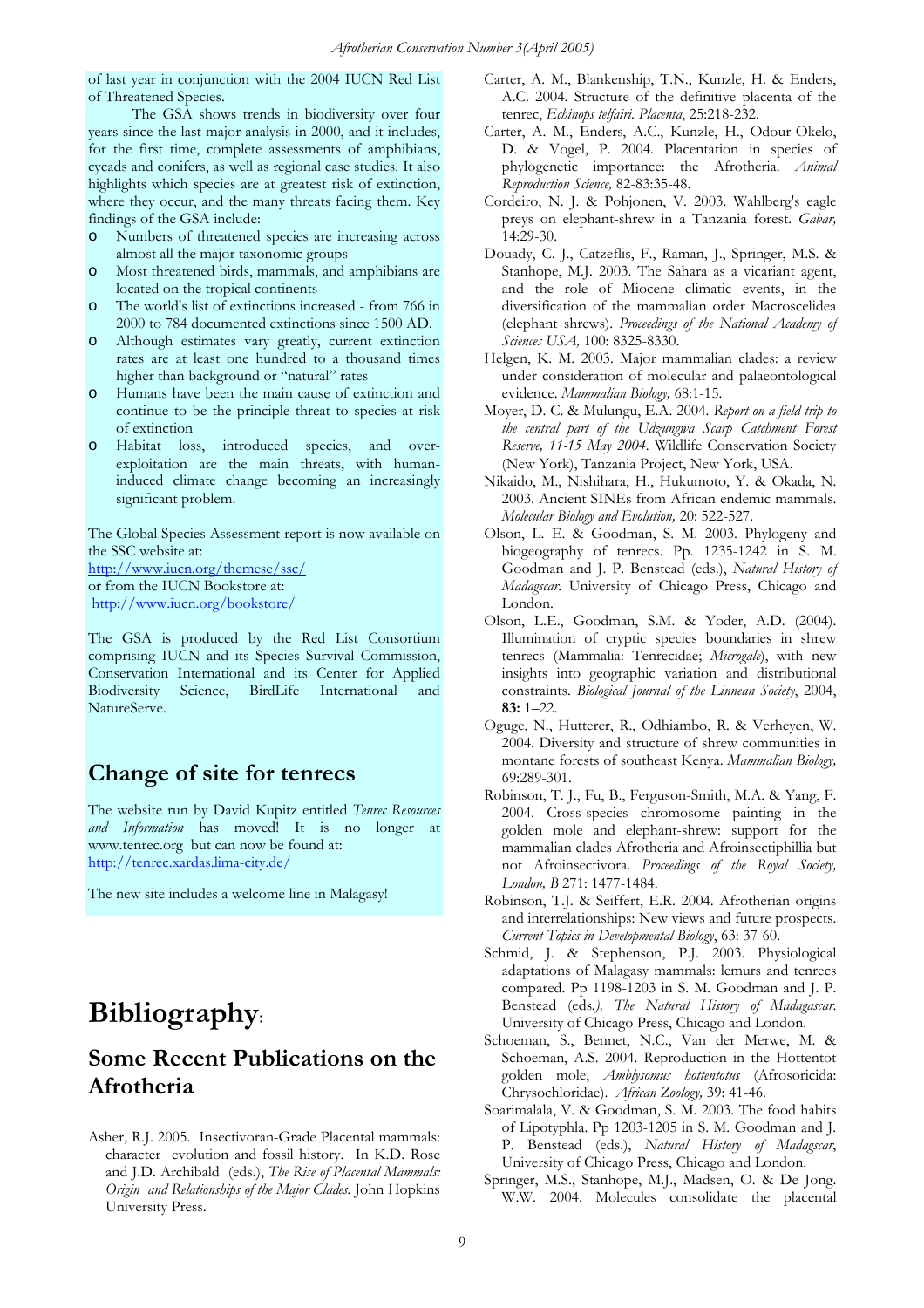of last year in conjunction with the 2004 IUCN Red List of Threatened Species.

The GSA shows trends in biodiversity over four years since the last major analysis in 2000, and it includes, for the first time, complete assessments of amphibians, cycads and conifers, as well as regional case studies. It also highlights which species are at greatest risk of extinction, where they occur, and the many threats facing them. Key findings of the GSA include:

- Numbers of threatened species are increasing across almost all the major taxonomic groups
- Most threatened birds, mammals, and amphibians are located on the tropical continents
- The world's list of extinctions increased - from 766 in 2000 to 784 documented extinctions since 1500 AD.
- Although estimates vary greatly, current extinction rates are at least one hundred to a thousand times higher than background or "natural" rates
- Humans have been the main cause of extinction and continue to be the principle threat to species at risk of extinction
- Habitat loss, introduced species, and over-exploitation are the main threats, with human-induced climate change becoming an increasingly significant problem.

The Global Species Assessment report is now available on the SSC website at:
http://www.iucn.org/themese/ssc/
or from the IUCN Bookstore at:
http://www.iucn.org/bookstore/

The GSA is produced by the Red List Consortium comprising IUCN and its Species Survival Commission, Conservation International and its Center for Applied Biodiversity Science, BirdLife International and NatureServe.

## Change of site for tenrecs

The website run by David Kupitz entitled *Tenrec Resources and Information* has moved! It is no longer at www.tenrec.org but can now be found at:
http://tenrec.xardas.lima-city.de/

The new site includes a welcome line in Malagasy!

# Bibliography:

## Some Recent Publications on the Afrotheria

Asher, R.J. 2005. Insectivoran-Grade Placental mammals: character evolution and fossil history. In K.D. Rose and J.D. Archibald (eds.), *The Rise of Placental Mammals: Origin and Relationships of the Major Clades.* John Hopkins University Press.

Carter, A. M., Blankenship, T.N., Kunzle, H. & Enders, A.C. 2004. Structure of the definitive placenta of the tenrec, *Echinops telfairi*. *Placenta*, 25:218-232.

Carter, A. M., Enders, A.C., Kunzle, H., Odour-Okelo, D. & Vogel, P. 2004. Placentation in species of phylogenetic importance: the Afrotheria. *Animal Reproduction Science,* 82-83:35-48.

Cordeiro, N. J. & Pohjonen, V. 2003. Wahlberg's eagle preys on elephant-shrew in a Tanzania forest. *Gabar,* 14:29-30.

Douady, C. J., Catzeflis, F., Raman, J., Springer, M.S. & Stanhope, M.J. 2003. The Sahara as a vicariant agent, and the role of Miocene climatic events, in the diversification of the mammalian order Macroscelidea (elephant shrews). *Proceedings of the National Academy of Sciences USA,* 100: 8325-8330.

Helgen, K. M. 2003. Major mammalian clades: a review under consideration of molecular and palaeontological evidence. *Mammalian Biology,* 68:1-15.

Moyer, D. C. & Mulungu, E.A. 2004. *Report on a field trip to the central part of the Udzungwa Scarp Catchment Forest Reserve, 11-15 May 2004*. Wildlife Conservation Society (New York), Tanzania Project, New York, USA.

Nikaido, M., Nishihara, H., Hukumoto, Y. & Okada, N. 2003. Ancient SINEs from African endemic mammals. *Molecular Biology and Evolution,* 20: 522-527.

Olson, L. E. & Goodman, S. M. 2003. Phylogeny and biogeography of tenrecs. Pp. 1235-1242 in S. M. Goodman and J. P. Benstead (eds.), *Natural History of Madagascar.* University of Chicago Press, Chicago and London.

Olson, L.E., Goodman, S.M. & Yoder, A.D. (2004). Illumination of cryptic species boundaries in shrew tenrecs (Mammalia: Tenrecidae; *Microgale*), with new insights into geographic variation and distributional constraints. *Biological Journal of the Linnean Society*, 2004, **83:** 1–22.

Oguge, N., Hutterer, R., Odhiambo, R. & Verheyen, W. 2004. Diversity and structure of shrew communities in montane forests of southeast Kenya. *Mammalian Biology,* 69:289-301.

Robinson, T. J., Fu, B., Ferguson-Smith, M.A. & Yang, F. 2004. Cross-species chromosome painting in the golden mole and elephant-shrew: support for the mammalian clades Afrotheria and Afroinsectiphillia but not Afroinsectivora. *Proceedings of the Royal Society, London, B* 271: 1477-1484.

Robinson, T.J. & Seiffert, E.R. 2004. Afrotherian origins and interrelationships: New views and future prospects. *Current Topics in Developmental Biology*, 63: 37-60.

Schmid, J. & Stephenson, P.J. 2003. Physiological adaptations of Malagasy mammals: lemurs and tenrecs compared. Pp 1198-1203 in S. M. Goodman and J. P. Benstead (eds*.), The Natural History of Madagascar*. University of Chicago Press, Chicago and London.

Schoeman, S., Bennet, N.C., Van der Merwe, M. & Schoeman, A.S. 2004. Reproduction in the Hottentot golden mole, *Amblysomus hottentotus* (Afrosoricida: Chrysochloridae). *African Zoology,* 39: 41-46.

Soarimalala, V. & Goodman, S. M. 2003. The food habits of Lipotyphla. Pp 1203-1205 in S. M. Goodman and J. P. Benstead (eds.), *Natural History of Madagascar*, University of Chicago Press, Chicago and London.

Springer, M.S., Stanhope, M.J., Madsen, O. & De Jong. W.W. 2004. Molecules consolidate the placental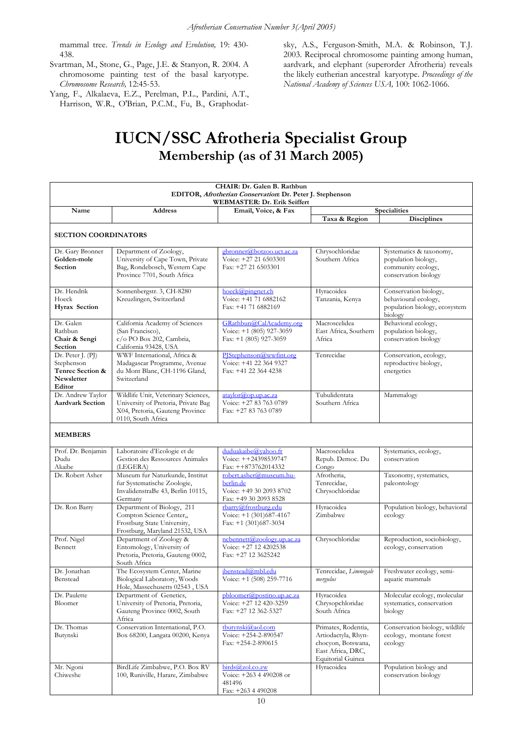mammal tree. *Trends in Ecology and Evolution,* 19: 430-438.

Svartman, M., Stone, G., Page, J.E. & Stanyon, R. 2004. A chromosome painting test of the basal karyotype. *Chromosome Research,* 12:45-53.

Yang, F., Alkalaeva, E.Z., Perelman, P.L., Pardini, A.T., Harrison, W.R., O'Brian, P.C.M., Fu, B., Graphodatsky, A.S., Ferguson-Smith, M.A. & Robinson, T.J. 2003. Reciprocal chromosome painting among human, aardvark, and elephant (superorder Afrotheria) reveals the likely eutherian ancestral karyotype. *Proceedings of the National Academy of Sciences USA,* 100: 1062-1066.

# IUCN/SSC Afrotheria Specialist Group

## Membership (as of 31 March 2005)

**CHAIR: Dr. Galen B. Rathbun**
**EDITOR, *Afrotherian Conservation*: Dr. Peter J. Stephenson**
**WEBMASTER: Dr. Erik Seiffert**

| Name | Address | Email, Voice, & Fax | Specialities | |
|---|---|---|---|---|
| | | | Taxa & Region | Disciplines |
| **SECTION COORDINATORS** | | | | |
| Dr. Gary Bronner **Golden-mole Section** | Department of Zoology, University of Cape Town, Private Bag, Rondebosch, Western Cape Province 7701, South Africa | gbronner@botzoo.uct.ac.za Voice: +27 21 6503301 Fax: +27 21 6503301 | Chrysochloridae Southern Africa | Systematics & taxonomy, population biology, community ecology, conservation biology |
| Dr. Hendrik Hoeck **Hyrax Section** | Sonnenbergstr. 3, CH-8280 Kreuzlingen, Switzerland | hoeck@pingnet.ch Voice: +41 71 6882162 Fax: +41 71 6882169 | Hyracoidea Tanzania, Kenya | Conservation biology, behavioural ecology, population biology, ecosystem biology |
| Dr. Galen Rathbun **Chair & Sengi Section** | California Academy of Sciences (San Francisco), c/o PO Box 202, Cambria, California 93428, USA | GRathbun@CalAcademy.org Voice: +1 (805) 927-3059 Fax: +1 (805) 927-3059 | Macroscelidea East Africa, Southern Africa | Behavioral ecology, population biology, conservation biology |
| Dr. Peter J. (PJ) Stephenson **Tenrec Section & Newsletter Editor** | WWF International, Africa & Madagascar Programme, Avenue du Mont Blanc, CH-1196 Gland, Switzerland | PJStephenson@wwfint.org Voice: +41 22 364 9327 Fax: +41 22 364 4238 | Tenrecidae | Conservation, ecology, reproductive biology, energetics |
| Dr. Andrew Taylor **Aardvark Section** | Wildlife Unit, Veterinary Sciences, University of Pretoria, Private Bag X04, Pretoria, Gauteng Province 0110, South Africa | ataylor@op.up.ac.za Voice: +27 83 763 0789 Fax: +27 83 763 0789 | Tubulidentata Southern Africa | Mammalogy |
| **MEMBERS** | | | | |
| Prof. Dr. Benjamin Dudu Akaibe | Laboratoire d'Ecologie et de Gestion des Ressources Animales (LEGERA) | duduakaibe@yahoo.fr Voice: ++24398539747 Fax: ++873762014332 | Macroscelidea Repub. Democ. Du Congo | Systematics, ecology, conservation |
| Dr. Robert Asher | Museum fur Naturkunde, Institut fur Systematische Zoologie, InvalidenstraBe 43, Berlin 10115, Germany | robert.asher@museum.hu-berlin.de Voice: +49 30 2093 8702 Fax: +49 30 2093 8528 | Afrotheria, Tenrecidae, Chrysochloridae | Taxonomy, systematics, paleontology |
| Dr. Ron Barry | Department of Biology, 211 Compton Science Center,, Frostburg State University, Frostburg, Maryland 21532, USA | rbarry@frostburg.edu Voice: +1 (301)687-4167 Fax: +1 (301)687-3034 | Hyracoidea Zimbabwe | Population biology, behavioral ecology |
| Prof. Nigel Bennett | Department of Zoology & Entomology, University of Pretoria, Pretoria, Gauteng 0002, South Africa | ncbennett@zoology.up.ac.za Voice: +27 12 4202538 Fax: +27 12 3625242 | Chrysochloridae | Reproduction, sociobiology, ecology, conservation |
| Dr. Jonathan Benstead | The Ecosystem Center, Marine Biological Laboratory, Woods Hole, Massachusetts 02543 , USA | jbenstead@mbl.edu Voice: +1 (508) 259-7716 | Tenrecidae, *Limnogale mergulus* | Freshwater ecology, semi-aquatic mammals |
| Dr. Paulette Bloomer | Department of Genetics, University of Pretoria, Pretoria, Gauteng Province 0002, South Africa | pbloomer@postino.up.ac.za Voice: +27 12 420-3259 Fax: +27 12 362-5327 | Hyracoidea Chrysopchloridae South Africa | Molecular ecology, molecular systematics, conservation biology |
| Dr. Thomas Butynski | Conservation International, P.O. Box 68200, Langata 00200, Kenya | tbutynski@aol.com Voice: +254-2-890547 Fax: +254-2-890615 | Primates, Rodentia, Artiodactyla, Rhynchocyon, Botswana, East Africa, DRC, Equitorial Guinea | Conservation biology, wildlife ecology, montane forest ecology |
| Mr. Ngoni Chiweshe | BirdLife Zimbabwe, P.O. Box RV 100, Runiville, Harare, Zimbabwe | birds@zol.co.zw Voice: +263 4 490208 or 481496 Fax: +263 4 490208 | Hyracoidea | Population biology and conservation biology |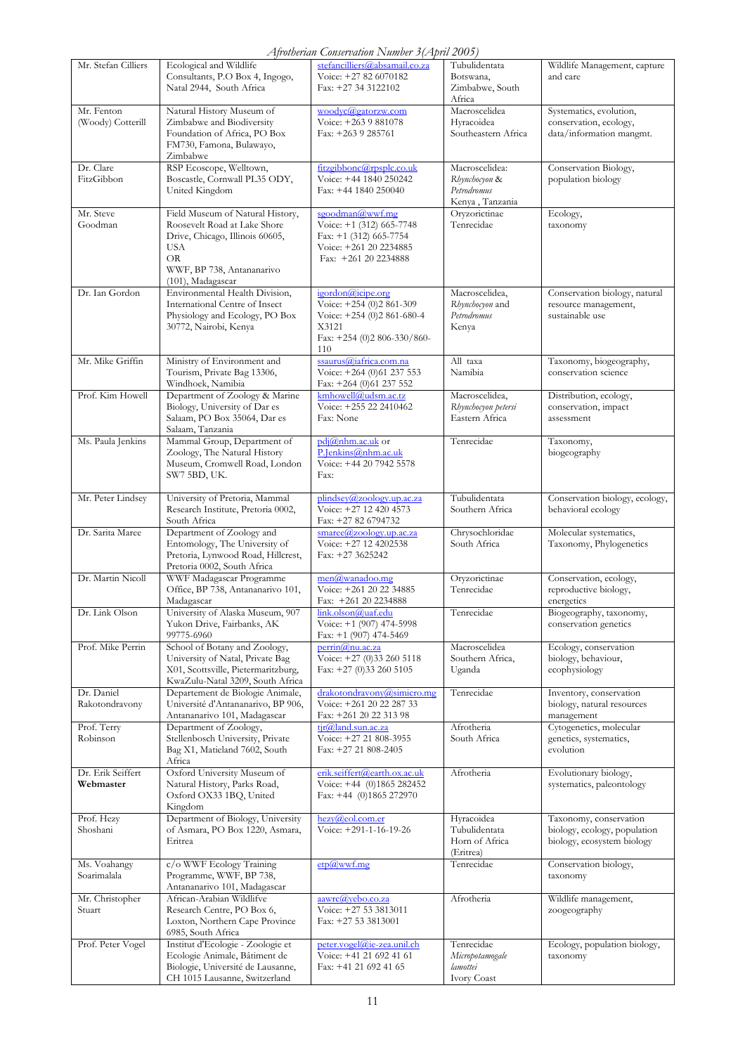| Mr. Stefan Cilliers | Ecological and Wildlife Consultants, P.O Box 4, Ingogo, Natal 2944, South Africa | stefancilliers@absamail.co.za Voice: +27 82 6070182 Fax: +27 34 3122102 | Tubulidentata Botswana, Zimbabwe, South Africa | Wildlife Management, capture and care |
|---|---|---|---|---|
| Mr. Fenton (Woody) Cotterill | Natural History Museum of Zimbabwe and Biodiversity Foundation of Africa, PO Box FM730, Famona, Bulawayo, Zimbabwe | woodyc@gatorzw.com Voice: +263 9 881078 Fax: +263 9 285761 | Macroscelidea Hyracoidea Southeastern Africa | Systematics, evolution, conservation, ecology, data/information mangmt. |
| Dr. Clare FitzGibbon | RSP Ecoscope, Welltown, Boscastle, Cornwall PL35 ODY, United Kingdom | fitzgibbonc@rpsplc.co.uk Voice: +44 1840 250242 Fax: +44 1840 250040 | Macroscelidea: *Rhynchocyon* & *Petrodromus* Kenya , Tanzania | Conservation Biology, population biology |
| Mr. Steve Goodman | Field Museum of Natural History, Roosevelt Road at Lake Shore Drive, Chicago, Illinois 60605, USA OR WWF, BP 738, Antananarivo (101), Madagascar | sgoodman@wwf.mg Voice: +1 (312) 665-7748 Fax: +1 (312) 665-7754 Voice: +261 20 2234885 Fax: +261 20 2234888 | Oryzorictinae Tenrecidae | Ecology, taxonomy |
| Dr. Ian Gordon | Environmental Health Division, International Centre of Insect Physiology and Ecology, PO Box 30772, Nairobi, Kenya | igordon@icipe.org Voice: +254 (0)2 861-309 Voice: +254 (0)2 861-680-4 X3121 Fax: +254 (0)2 806-330/860-110 | Macroscelidea, *Rhynchocyon* and *Petrodromus* Kenya | Conservation biology, natural resource management, sustainable use |
| Mr. Mike Griffin | Ministry of Environment and Tourism, Private Bag 13306, Windhoek, Namibia | ssaurus@iafrica.com.na Voice: +264 (0)61 237 553 Fax: +264 (0)61 237 552 | All taxa Namibia | Taxonomy, biogeography, conservation science |
| Prof. Kim Howell | Department of Zoology & Marine Biology, University of Dar es Salaam, PO Box 35064, Dar es Salaam, Tanzania | kmhowell@udsm.ac.tz Voice: +255 22 2410462 Fax: None | Macroscelidea, *Rhynchocyon petersi* Eastern Africa | Distribution, ecology, conservation, impact assessment |
| Ms. Paula Jenkins | Mammal Group, Department of Zoology, The Natural History Museum, Cromwell Road, London SW7 5BD, UK. | pdj@nhm.ac.uk or P.Jenkins@nhm.ac.uk Voice: +44 20 7942 5578 Fax: | Tenrecidae | Taxonomy, biogeography |
| Mr. Peter Lindsey | University of Pretoria, Mammal Research Institute, Pretoria 0002, South Africa | plindsey@zoology.up.ac.za Voice: +27 12 420 4573 Fax: +27 82 6794732 | Tubulidentata Southern Africa | Conservation biology, ecology, behavioral ecology |
| Dr. Sarita Maree | Department of Zoology and Entomology, The University of Pretoria, Lynwood Road, Hillcrest, Pretoria 0002, South Africa | smaree@zoology.up.ac.za Voice: +27 12 4202538 Fax: +27 3625242 | Chrysochloridae South Africa | Molecular systematics, Taxonomy, Phylogenetics |
| Dr. Martin Nicoll | WWF Madagascar Programme Office, BP 738, Antananarivo 101, Madagascar | men@wanadoo.mg Voice: +261 20 22 34885 Fax: +261 20 2234888 | Oryzorictinae Tenrecidae | Conservation, ecology, reproductive biology, energetics |
| Dr. Link Olson | University of Alaska Museum, 907 Yukon Drive, Fairbanks, AK 99775-6960 | link.olson@uaf.edu Voice: +1 (907) 474-5998 Fax: +1 (907) 474-5469 | Tenrecidae | Biogeography, taxonomy, conservation genetics |
| Prof. Mike Perrin | School of Botany and Zoology, University of Natal, Private Bag X01, Scottsville, Pietermaritzburg, KwaZulu-Natal 3209, South Africa | perrin@nu.ac.za Voice: +27 (0)33 260 5118 Fax: +27 (0)33 260 5105 | Macroscelidea Southern Africa, Uganda | Ecology, conservation biology, behaviour, ecophysiology |
| Dr. Daniel Rakotondravony | Departement de Biologie Animale, Université d'Antananarivo, BP 906, Antananarivo 101, Madagascar | drakotondravony@simicro.mg Voice: +261 20 22 287 33 Fax: +261 20 22 313 98 | Tenrecidae | Inventory, conservation biology, natural resources management |
| Prof. Terry Robinson | Department of Zoology, Stellenbosch University, Private Bag X1, Matieland 7602, South Africa | tjr@land.sun.ac.za Voice: +27 21 808-3955 Fax: +27 21 808-2405 | Afrotheria South Africa | Cytogenetics, molecular genetics, systematics, evolution |
| Dr. Erik Seiffert **Webmaster** | Oxford University Museum of Natural History, Parks Road, Oxford OX33 1BQ, United Kingdom | erik.seiffert@earth.ox.ac.uk Voice: +44 (0)1865 282452 Fax: +44 (0)1865 272970 | Afrotheria | Evolutionary biology, systematics, paleontology |
| Prof. Hezy Shoshani | Department of Biology, University of Asmara, PO Box 1220, Asmara, Eritrea | hezy@eol.com.er Voice: +291-1-16-19-26 | Hyracoidea Tubulidentata Horn of Africa (Eritrea) | Taxonomy, conservation biology, ecology, population biology, ecosystem biology |
| Ms. Voahangy Soarimalala | c/o WWF Ecology Training Programme, WWF, BP 738, Antananarivo 101, Madagascar | etp@wwf.mg | Tenrecidae | Conservation biology, taxonomy |
| Mr. Christopher Stuart | African-Arabian Wildlifve Research Centre, PO Box 6, Loxton, Northern Cape Province 6985, South Africa | aawrc@yebo.co.za Voice: +27 53 3813011 Fax: +27 53 3813001 | Afrotheria | Wildlife management, zoogeography |
| Prof. Peter Vogel | Institut d'Ecologie - Zoologie et Ecologie Animale, Bâtiment de Biologie, Université de Lausanne, CH 1015 Lausanne, Switzerland | peter.vogel@ie-zea.unil.ch Voice: +41 21 692 41 61 Fax: +41 21 692 41 65 | Tenrecidae *Micropotamogale lamottei* Ivory Coast | Ecology, population biology, taxonomy |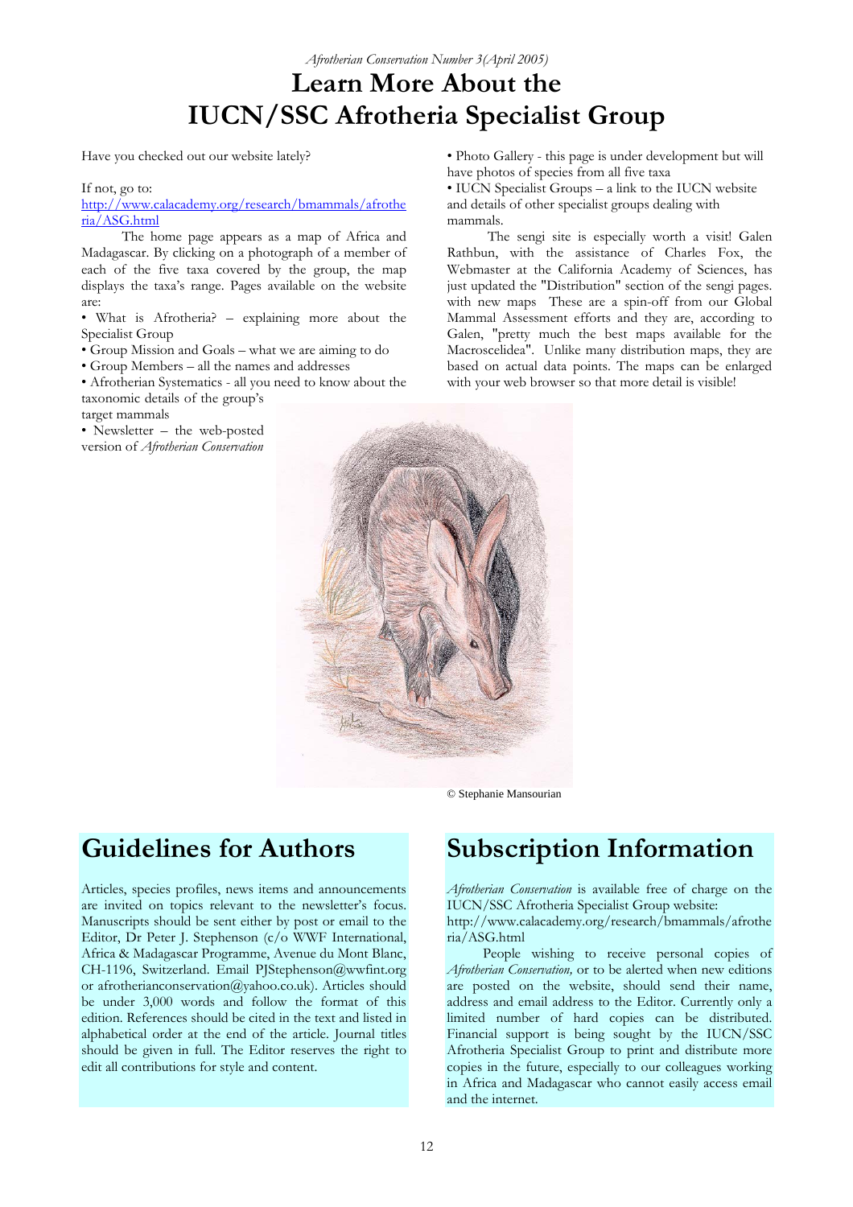# Learn More About the IUCN/SSC Afrotheria Specialist Group

Have you checked out our website lately?

If not, go to:
http://www.calacademy.org/research/bmammals/afrotheria/ASG.html

The home page appears as a map of Africa and Madagascar. By clicking on a photograph of a member of each of the five taxa covered by the group, the map displays the taxa's range. Pages available on the website are:

- What is Afrotheria? – explaining more about the Specialist Group
- Group Mission and Goals – what we are aiming to do
- Group Members – all the names and addresses
- Afrotherian Systematics - all you need to know about the taxonomic details of the group's target mammals
- Newsletter – the web-posted version of *Afrotherian Conservation*
- Photo Gallery - this page is under development but will have photos of species from all five taxa
- IUCN Specialist Groups – a link to the IUCN website and details of other specialist groups dealing with mammals.

The sengi site is especially worth a visit! Galen Rathbun, with the assistance of Charles Fox, the Webmaster at the California Academy of Sciences, has just updated the "Distribution" section of the sengi pages. with new maps These are a spin-off from our Global Mammal Assessment efforts and they are, according to Galen, "pretty much the best maps available for the Macroscelidea". Unlike many distribution maps, they are based on actual data points. The maps can be enlarged with your web browser so that more detail is visible!

© Stephanie Mansourian

## Guidelines for Authors

Articles, species profiles, news items and announcements are invited on topics relevant to the newsletter's focus. Manuscripts should be sent either by post or email to the Editor, Dr Peter J. Stephenson (c/o WWF International, Africa & Madagascar Programme, Avenue du Mont Blanc, CH-1196, Switzerland. Email PJStephenson@wwfint.org or afrotherianconservation@yahoo.co.uk). Articles should be under 3,000 words and follow the format of this edition. References should be cited in the text and listed in alphabetical order at the end of the article. Journal titles should be given in full. The Editor reserves the right to edit all contributions for style and content.

## Subscription Information

*Afrotherian Conservation* is available free of charge on the IUCN/SSC Afrotheria Specialist Group website:
http://www.calacademy.org/research/bmammals/afrotheria/ASG.html

People wishing to receive personal copies of *Afrotherian Conservation,* or to be alerted when new editions are posted on the website, should send their name, address and email address to the Editor. Currently only a limited number of hard copies can be distributed. Financial support is being sought by the IUCN/SSC Afrotheria Specialist Group to print and distribute more copies in the future, especially to our colleagues working in Africa and Madagascar who cannot easily access email and the internet.